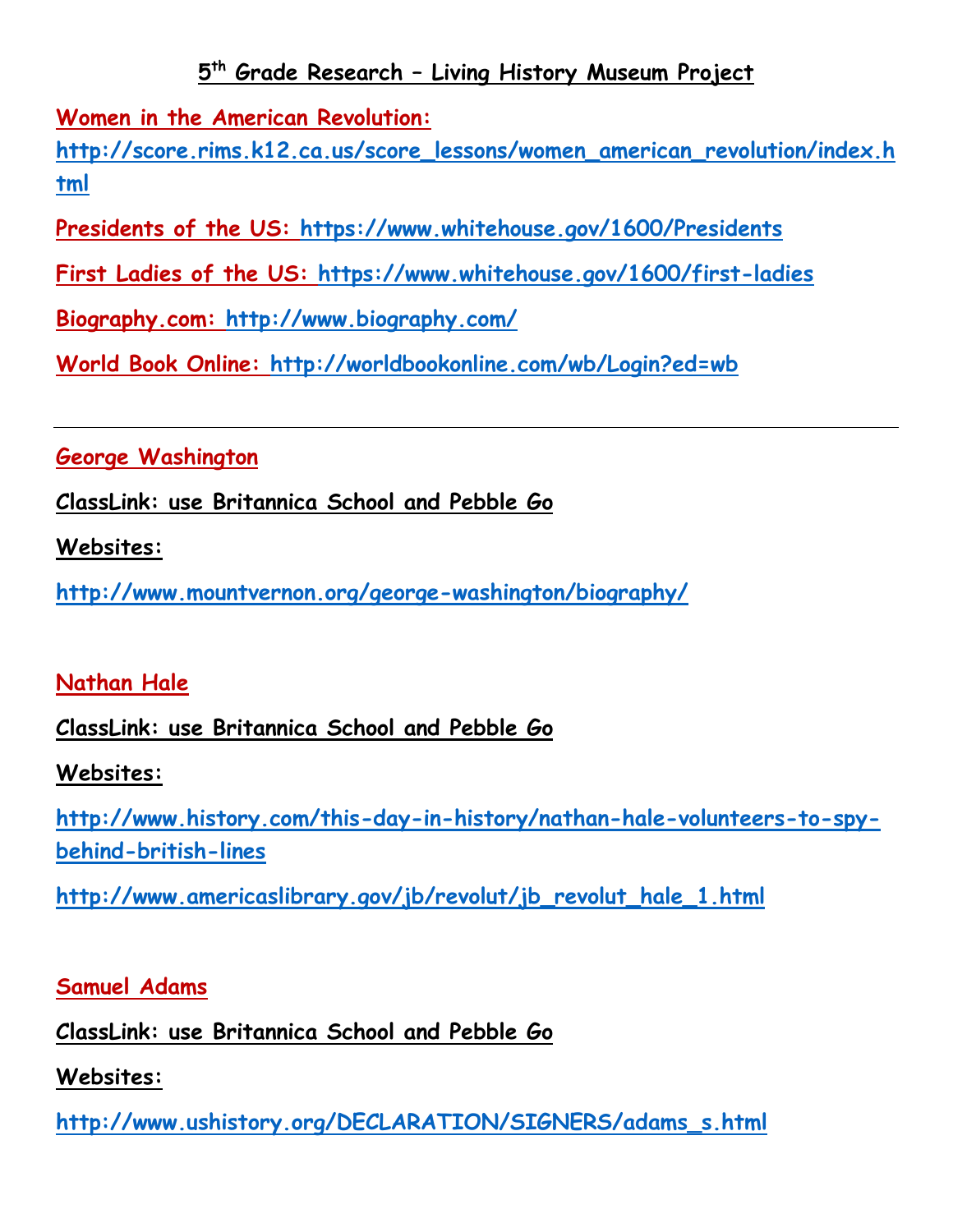# 5th Grade Research – Living History Museum Project

**Women in the American Revolution:** http://score.rims.k12.ca.us/score_lessons/women_american_revolution/index.html

**Presidents of the US:** https://www.whitehouse.gov/1600/Presidents

**First Ladies of the US:** https://www.whitehouse.gov/1600/first-ladies

**Biography.com:** http://www.biography.com/

**World Book Online:** http://worldbookonline.com/wb/Login?ed=wb

---

## George Washington

**ClassLink: use Britannica School and Pebble Go**

**Websites:**

http://www.mountvernon.org/george-washington/biography/

## Nathan Hale

**ClassLink: use Britannica School and Pebble Go**

**Websites:**

http://www.history.com/this-day-in-history/nathan-hale-volunteers-to-spy-behind-british-lines

http://www.americaslibrary.gov/jb/revolut/jb_revolut_hale_1.html

## Samuel Adams

**ClassLink: use Britannica School and Pebble Go**

**Websites:**

http://www.ushistory.org/DECLARATION/SIGNERS/adams_s.html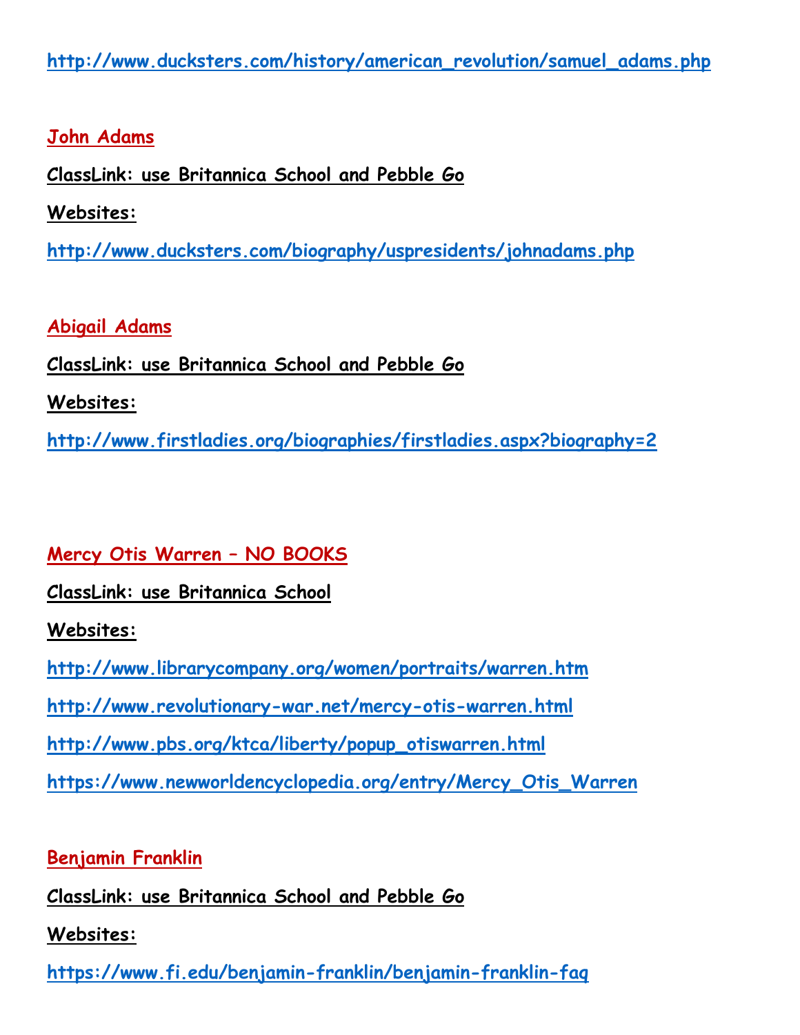http://www.ducksters.com/history/american_revolution/samuel_adams.php

**John Adams**

**ClassLink: use Britannica School and Pebble Go**

**Websites:**

http://www.ducksters.com/biography/uspresidents/johnadams.php

**Abigail Adams**

**ClassLink: use Britannica School and Pebble Go**

**Websites:**

http://www.firstladies.org/biographies/firstladies.aspx?biography=2

**Mercy Otis Warren – NO BOOKS**

**ClassLink: use Britannica School**

**Websites:**

http://www.librarycompany.org/women/portraits/warren.htm

http://www.revolutionary-war.net/mercy-otis-warren.html

http://www.pbs.org/ktca/liberty/popup_otiswarren.html

https://www.newworldencyclopedia.org/entry/Mercy_Otis_Warren

**Benjamin Franklin**

**ClassLink: use Britannica School and Pebble Go**

**Websites:**

https://www.fi.edu/benjamin-franklin/benjamin-franklin-faq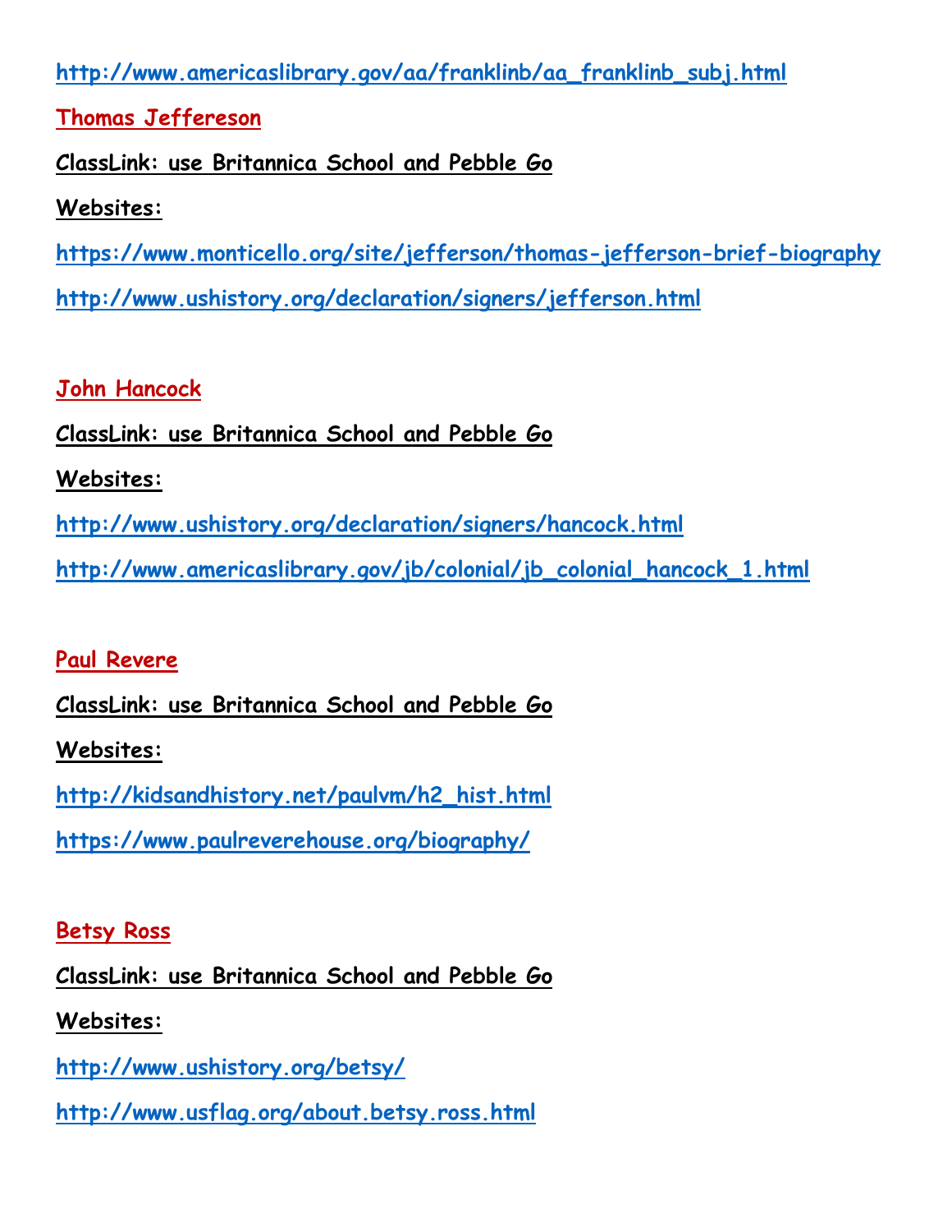http://www.americaslibrary.gov/aa/franklinb/aa_franklinb_subj.html

## Thomas Jeffereson

**ClassLink: use Britannica School and Pebble Go**

**Websites:**

https://www.monticello.org/site/jefferson/thomas-jefferson-brief-biography

http://www.ushistory.org/declaration/signers/jefferson.html

## John Hancock

**ClassLink: use Britannica School and Pebble Go**

**Websites:**

http://www.ushistory.org/declaration/signers/hancock.html

http://www.americaslibrary.gov/jb/colonial/jb_colonial_hancock_1.html

## Paul Revere

**ClassLink: use Britannica School and Pebble Go**

**Websites:**

http://kidsandhistory.net/paulvm/h2_hist.html

https://www.paulreverehouse.org/biography/

## Betsy Ross

**ClassLink: use Britannica School and Pebble Go**

**Websites:**

http://www.ushistory.org/betsy/

http://www.usflag.org/about.betsy.ross.html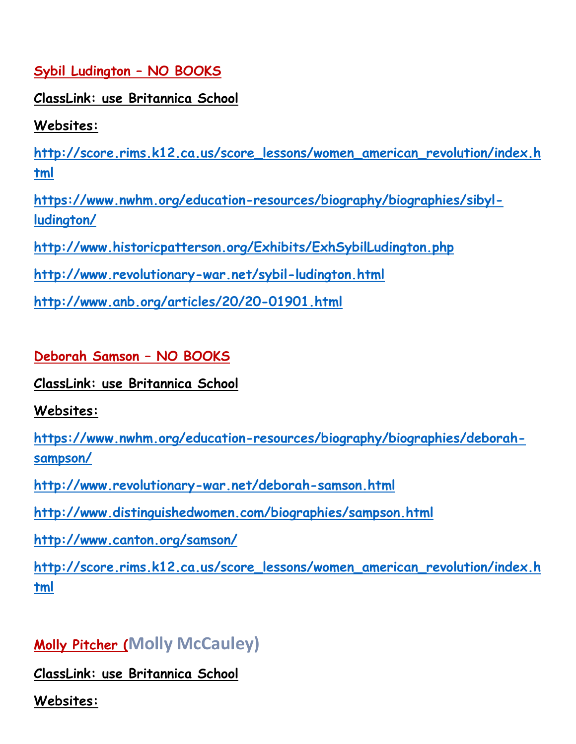## Sybil Ludington – NO BOOKS

**ClassLink: use Britannica School**

**Websites:**

http://score.rims.k12.ca.us/score_lessons/women_american_revolution/index.html

https://www.nwhm.org/education-resources/biography/biographies/sibyl-ludington/

http://www.historicpatterson.org/Exhibits/ExhSybilLudington.php

http://www.revolutionary-war.net/sybil-ludington.html

http://www.anb.org/articles/20/20-01901.html

## Deborah Samson – NO BOOKS

**ClassLink: use Britannica School**

**Websites:**

https://www.nwhm.org/education-resources/biography/biographies/deborah-sampson/

http://www.revolutionary-war.net/deborah-samson.html

http://www.distinguishedwomen.com/biographies/sampson.html

http://www.canton.org/samson/

http://score.rims.k12.ca.us/score_lessons/women_american_revolution/index.html

## Molly Pitcher (Molly McCauley)

**ClassLink: use Britannica School**

**Websites:**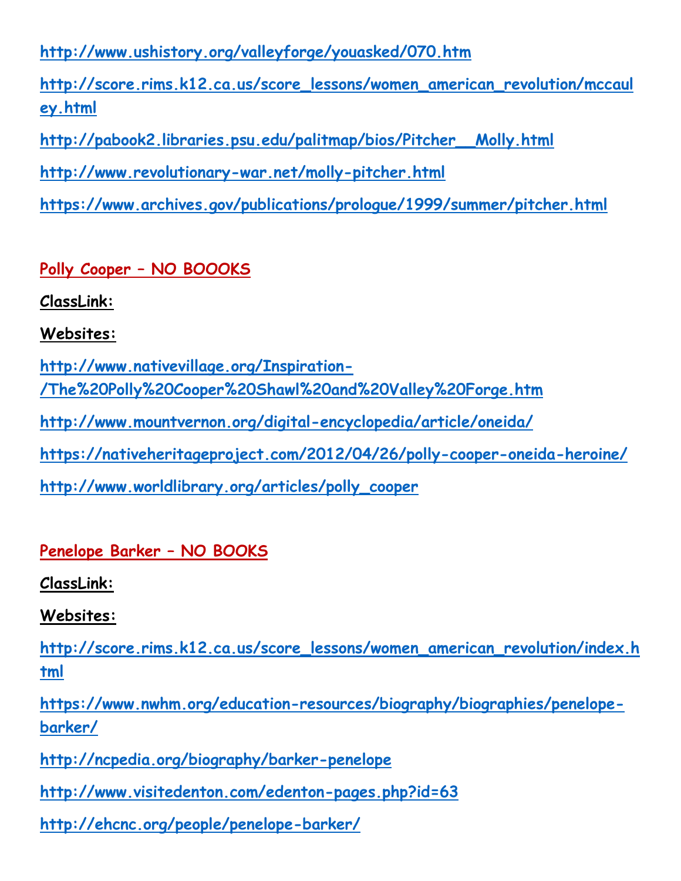http://www.ushistory.org/valleyforge/youasked/070.htm

http://score.rims.k12.ca.us/score_lessons/women_american_revolution/mccauley.html

http://pabook2.libraries.psu.edu/palitmap/bios/Pitcher__Molly.html

http://www.revolutionary-war.net/molly-pitcher.html

https://www.archives.gov/publications/prologue/1999/summer/pitcher.html

## Polly Cooper – NO BOOOKS

**ClassLink:**

**Websites:**

http://www.nativevillage.org/Inspiration-/The%20Polly%20Cooper%20Shawl%20and%20Valley%20Forge.htm

http://www.mountvernon.org/digital-encyclopedia/article/oneida/

https://nativeheritageproject.com/2012/04/26/polly-cooper-oneida-heroine/

http://www.worldlibrary.org/articles/polly_cooper

## Penelope Barker – NO BOOKS

**ClassLink:**

**Websites:**

http://score.rims.k12.ca.us/score_lessons/women_american_revolution/index.html

https://www.nwhm.org/education-resources/biography/biographies/penelope-barker/

http://ncpedia.org/biography/barker-penelope

http://www.visitedenton.com/edenton-pages.php?id=63

http://ehcnc.org/people/penelope-barker/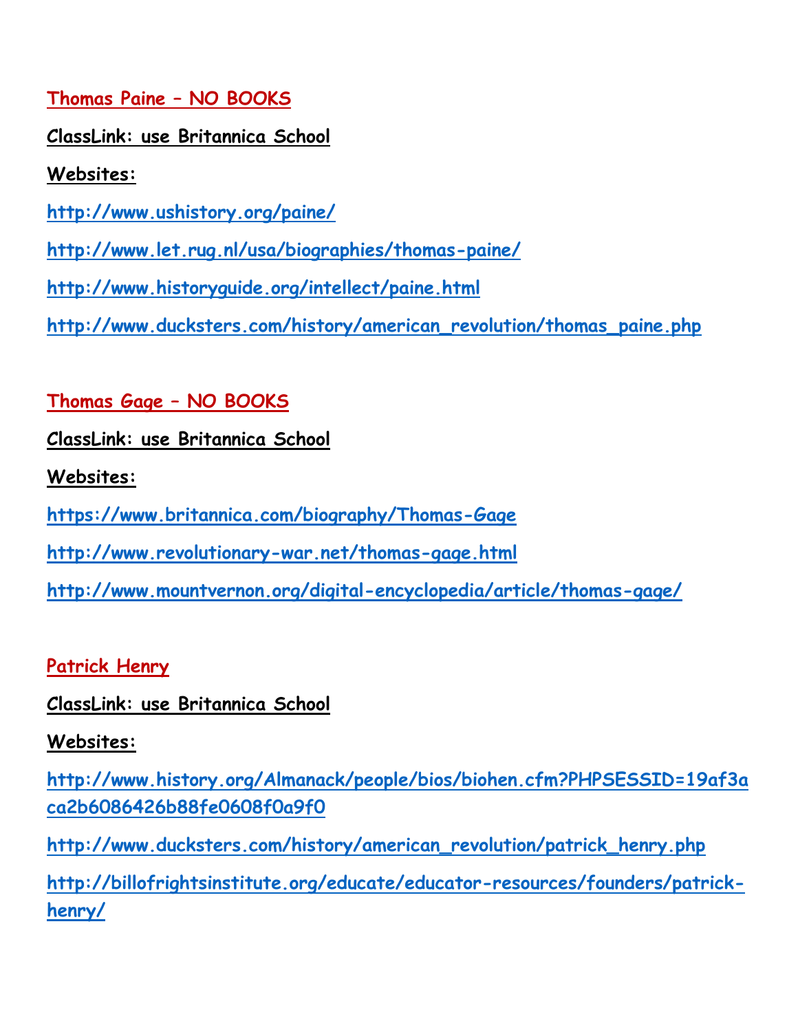**Thomas Paine – NO BOOKS**

**ClassLink: use Britannica School**

**Websites:**

http://www.ushistory.org/paine/

http://www.let.rug.nl/usa/biographies/thomas-paine/

http://www.historyguide.org/intellect/paine.html

http://www.ducksters.com/history/american_revolution/thomas_paine.php

**Thomas Gage – NO BOOKS**

**ClassLink: use Britannica School**

**Websites:**

https://www.britannica.com/biography/Thomas-Gage

http://www.revolutionary-war.net/thomas-gage.html

http://www.mountvernon.org/digital-encyclopedia/article/thomas-gage/

**Patrick Henry**

**ClassLink: use Britannica School**

**Websites:**

http://www.history.org/Almanack/people/bios/biohen.cfm?PHPSESSID=19af3aca2b6086426b88fe0608f0a9f0

http://www.ducksters.com/history/american_revolution/patrick_henry.php

http://billofrightsinstitute.org/educate/educator-resources/founders/patrick-henry/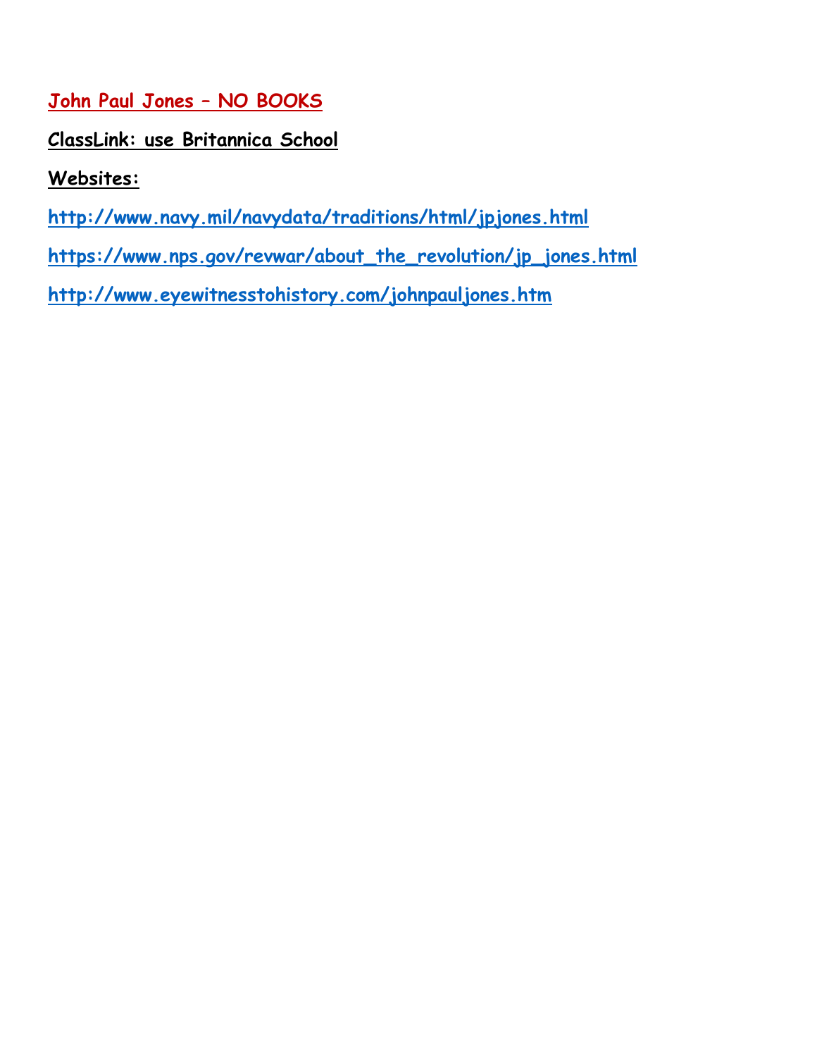**John Paul Jones – NO BOOKS**

**ClassLink: use Britannica School**

**Websites:**

http://www.navy.mil/navydata/traditions/html/jpjones.html

https://www.nps.gov/revwar/about_the_revolution/jp_jones.html

http://www.eyewitnesstohistory.com/johnpauljones.htm